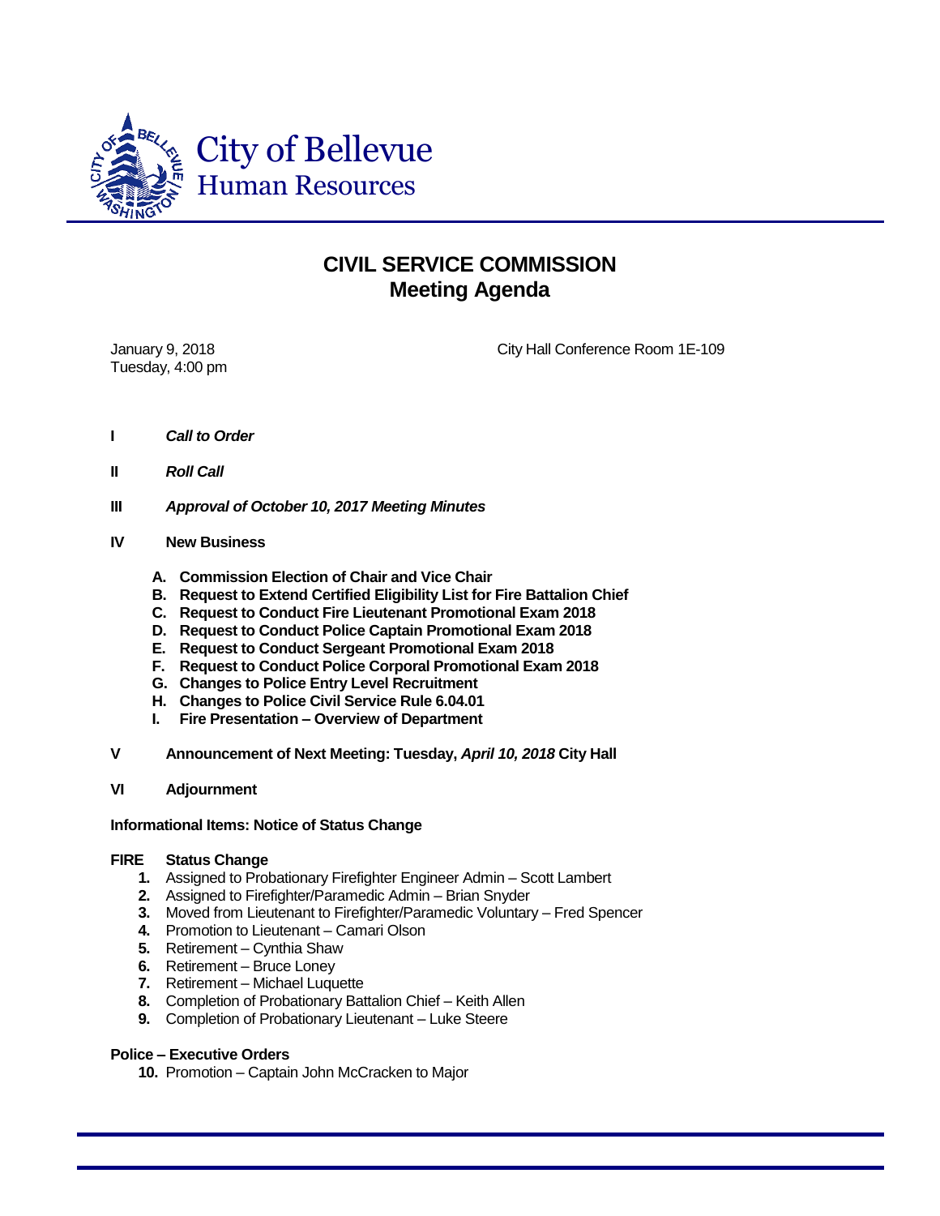City of Bellevue
Human Resources

# CIVIL SERVICE COMMISSION
## Meeting Agenda

January 9, 2018
Tuesday, 4:00 pm

City Hall Conference Room 1E-109

**I** ***Call to Order***

**II** ***Roll Call***

**III** ***Approval of October 10, 2017 Meeting Minutes***

**IV** **New Business**

- **A. Commission Election of Chair and Vice Chair**
- **B. Request to Extend Certified Eligibility List for Fire Battalion Chief**
- **C. Request to Conduct Fire Lieutenant Promotional Exam 2018**
- **D. Request to Conduct Police Captain Promotional Exam 2018**
- **E. Request to Conduct Sergeant Promotional Exam 2018**
- **F. Request to Conduct Police Corporal Promotional Exam 2018**
- **G. Changes to Police Entry Level Recruitment**
- **H. Changes to Police Civil Service Rule 6.04.01**
- **I. Fire Presentation – Overview of Department**

**V** **Announcement of Next Meeting: Tuesday, *April 10, 2018* City Hall**

**VI** **Adjournment**

**Informational Items: Notice of Status Change**

**FIRE Status Change**

1. Assigned to Probationary Firefighter Engineer Admin – Scott Lambert
2. Assigned to Firefighter/Paramedic Admin – Brian Snyder
3. Moved from Lieutenant to Firefighter/Paramedic Voluntary – Fred Spencer
4. Promotion to Lieutenant – Camari Olson
5. Retirement – Cynthia Shaw
6. Retirement – Bruce Loney
7. Retirement – Michael Luquette
8. Completion of Probationary Battalion Chief – Keith Allen
9. Completion of Probationary Lieutenant – Luke Steere

**Police – Executive Orders**

10. Promotion – Captain John McCracken to Major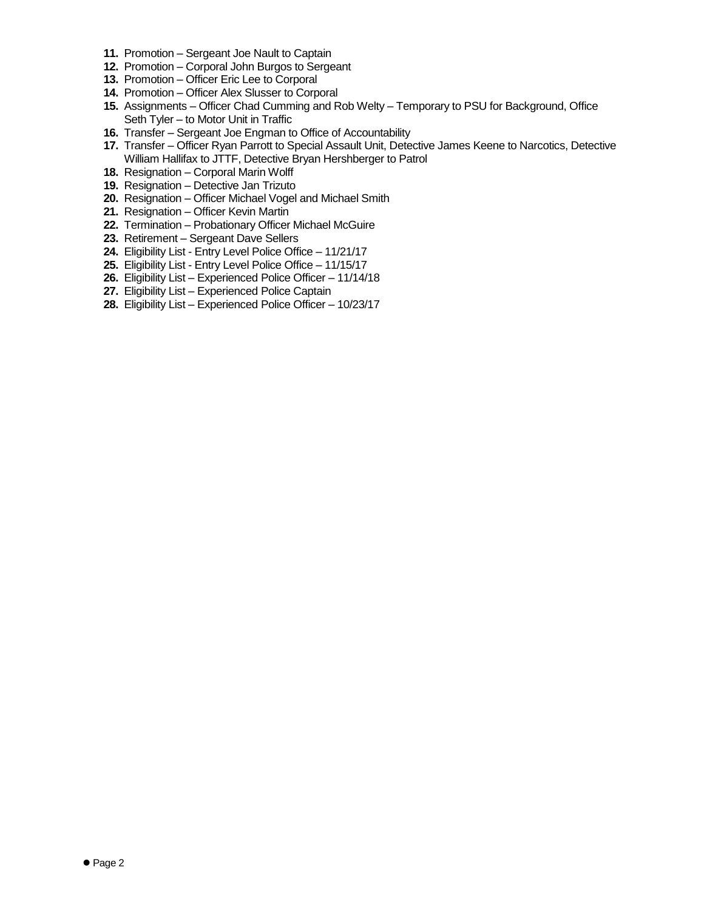11. Promotion – Sergeant Joe Nault to Captain
12. Promotion – Corporal John Burgos to Sergeant
13. Promotion – Officer Eric Lee to Corporal
14. Promotion – Officer Alex Slusser to Corporal
15. Assignments – Officer Chad Cumming and Rob Welty – Temporary to PSU for Background, Office Seth Tyler – to Motor Unit in Traffic
16. Transfer – Sergeant Joe Engman to Office of Accountability
17. Transfer – Officer Ryan Parrott to Special Assault Unit, Detective James Keene to Narcotics, Detective William Hallifax to JTTF, Detective Bryan Hershberger to Patrol
18. Resignation – Corporal Marin Wolff
19. Resignation – Detective Jan Trizuto
20. Resignation – Officer Michael Vogel and Michael Smith
21. Resignation – Officer Kevin Martin
22. Termination – Probationary Officer Michael McGuire
23. Retirement – Sergeant Dave Sellers
24. Eligibility List - Entry Level Police Office – 11/21/17
25. Eligibility List - Entry Level Police Office – 11/15/17
26. Eligibility List – Experienced Police Officer – 11/14/18
27. Eligibility List – Experienced Police Captain
28. Eligibility List – Experienced Police Officer – 10/23/17